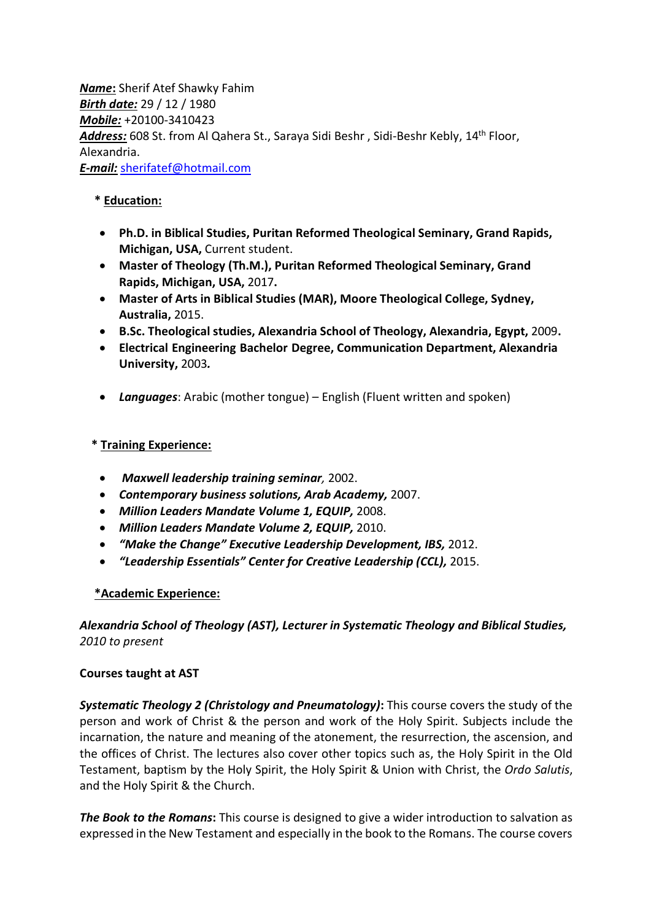***Name*:** Sherif Atef Shawky Fahim
***Birth date:*** 29 / 12 / 1980
***Mobile:*** +20100-3410423
***Address:*** 608 St. from Al Qahera St., Saraya Sidi Beshr , Sidi-Beshr Kebly, 14th Floor, Alexandria.
***E-mail:*** sherifatef@hotmail.com

## * Education:

- **Ph.D. in Biblical Studies, Puritan Reformed Theological Seminary, Grand Rapids, Michigan, USA,** Current student.
- **Master of Theology (Th.M.), Puritan Reformed Theological Seminary, Grand Rapids, Michigan, USA,** 2017**.**
- **Master of Arts in Biblical Studies (MAR), Moore Theological College, Sydney, Australia,** 2015.
- **B.Sc. Theological studies, Alexandria School of Theology, Alexandria, Egypt,** 2009**.**
- **Electrical Engineering Bachelor Degree, Communication Department, Alexandria University,** 2003***.***

- ***Languages***: Arabic (mother tongue) – English (Fluent written and spoken)

## * Training Experience:

- ***Maxwell leadership training seminar**,* 2002.
- ***Contemporary business solutions, Arab Academy,*** 2007.
- ***Million Leaders Mandate Volume 1, EQUIP,*** 2008.
- ***Million Leaders Mandate Volume 2, EQUIP,*** 2010.
- ***"Make the Change" Executive Leadership Development, IBS,*** 2012.
- ***"Leadership Essentials" Center for Creative Leadership (CCL),*** 2015.

## *Academic Experience:

***Alexandria School of Theology (AST), Lecturer in Systematic Theology and Biblical Studies,*** *2010 to present*

**Courses taught at AST**

***Systematic Theology 2 (Christology and Pneumatology)*:** This course covers the study of the person and work of Christ & the person and work of the Holy Spirit. Subjects include the incarnation, the nature and meaning of the atonement, the resurrection, the ascension, and the offices of Christ. The lectures also cover other topics such as, the Holy Spirit in the Old Testament, baptism by the Holy Spirit, the Holy Spirit & Union with Christ, the *Ordo Salutis*, and the Holy Spirit & the Church.

***The Book to the Romans*:** This course is designed to give a wider introduction to salvation as expressed in the New Testament and especially in the book to the Romans. The course covers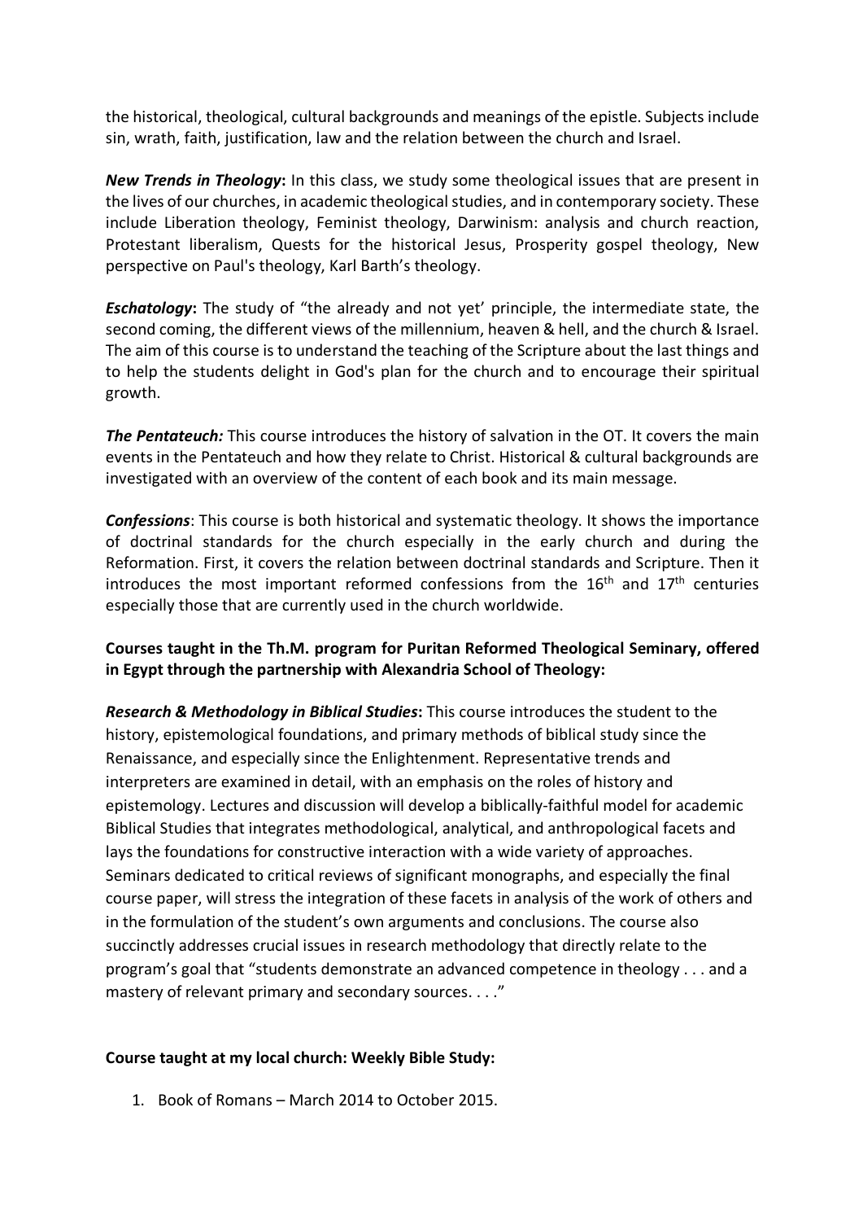the historical, theological, cultural backgrounds and meanings of the epistle. Subjects include sin, wrath, faith, justification, law and the relation between the church and Israel.

***New Trends in Theology*:** In this class, we study some theological issues that are present in the lives of our churches, in academic theological studies, and in contemporary society. These include Liberation theology, Feminist theology, Darwinism: analysis and church reaction, Protestant liberalism, Quests for the historical Jesus, Prosperity gospel theology, New perspective on Paul's theology, Karl Barth's theology.

***Eschatology*:** The study of "the already and not yet' principle, the intermediate state, the second coming, the different views of the millennium, heaven & hell, and the church & Israel. The aim of this course is to understand the teaching of the Scripture about the last things and to help the students delight in God's plan for the church and to encourage their spiritual growth.

***The Pentateuch:*** This course introduces the history of salvation in the OT. It covers the main events in the Pentateuch and how they relate to Christ. Historical & cultural backgrounds are investigated with an overview of the content of each book and its main message.

***Confessions***: This course is both historical and systematic theology. It shows the importance of doctrinal standards for the church especially in the early church and during the Reformation. First, it covers the relation between doctrinal standards and Scripture. Then it introduces the most important reformed confessions from the 16th and 17th centuries especially those that are currently used in the church worldwide.

**Courses taught in the Th.M. program for Puritan Reformed Theological Seminary, offered in Egypt through the partnership with Alexandria School of Theology:**

***Research & Methodology in Biblical Studies*:** This course introduces the student to the history, epistemological foundations, and primary methods of biblical study since the Renaissance, and especially since the Enlightenment. Representative trends and interpreters are examined in detail, with an emphasis on the roles of history and epistemology. Lectures and discussion will develop a biblically-faithful model for academic Biblical Studies that integrates methodological, analytical, and anthropological facets and lays the foundations for constructive interaction with a wide variety of approaches. Seminars dedicated to critical reviews of significant monographs, and especially the final course paper, will stress the integration of these facets in analysis of the work of others and in the formulation of the student's own arguments and conclusions. The course also succinctly addresses crucial issues in research methodology that directly relate to the program's goal that "students demonstrate an advanced competence in theology . . . and a mastery of relevant primary and secondary sources. . . ."

**Course taught at my local church: Weekly Bible Study:**

1. Book of Romans – March 2014 to October 2015.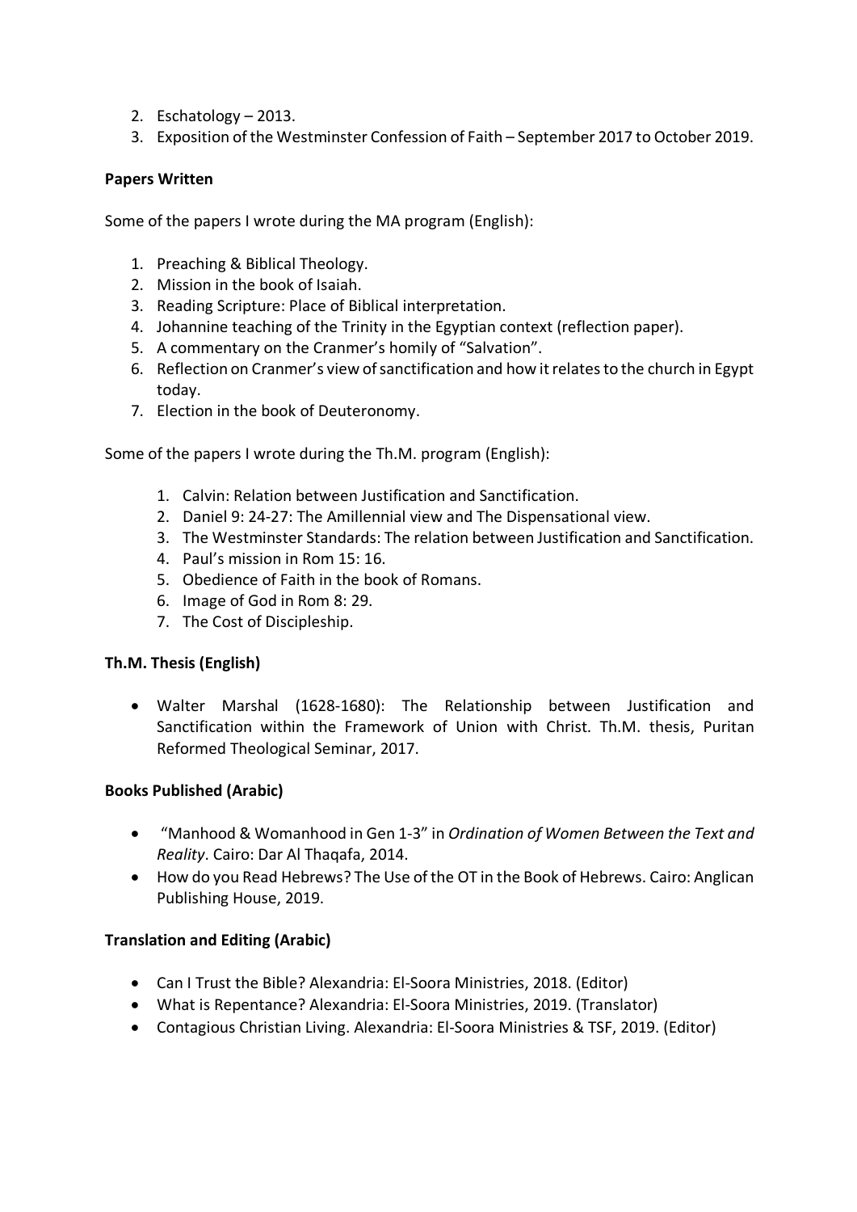2. Eschatology – 2013.
3. Exposition of the Westminster Confession of Faith – September 2017 to October 2019.

**Papers Written**

Some of the papers I wrote during the MA program (English):

1. Preaching & Biblical Theology.
2. Mission in the book of Isaiah.
3. Reading Scripture: Place of Biblical interpretation.
4. Johannine teaching of the Trinity in the Egyptian context (reflection paper).
5. A commentary on the Cranmer's homily of "Salvation".
6. Reflection on Cranmer's view of sanctification and how it relates to the church in Egypt today.
7. Election in the book of Deuteronomy.

Some of the papers I wrote during the Th.M. program (English):

1. Calvin: Relation between Justification and Sanctification.
2. Daniel 9: 24-27: The Amillennial view and The Dispensational view.
3. The Westminster Standards: The relation between Justification and Sanctification.
4. Paul's mission in Rom 15: 16.
5. Obedience of Faith in the book of Romans.
6. Image of God in Rom 8: 29.
7. The Cost of Discipleship.

**Th.M. Thesis (English)**

- Walter Marshal (1628-1680): The Relationship between Justification and Sanctification within the Framework of Union with Christ. Th.M. thesis, Puritan Reformed Theological Seminar, 2017.

**Books Published (Arabic)**

- "Manhood & Womanhood in Gen 1-3" in *Ordination of Women Between the Text and Reality*. Cairo: Dar Al Thaqafa, 2014.
- How do you Read Hebrews? The Use of the OT in the Book of Hebrews. Cairo: Anglican Publishing House, 2019.

**Translation and Editing (Arabic)**

- Can I Trust the Bible? Alexandria: El-Soora Ministries, 2018. (Editor)
- What is Repentance? Alexandria: El-Soora Ministries, 2019. (Translator)
- Contagious Christian Living. Alexandria: El-Soora Ministries & TSF, 2019. (Editor)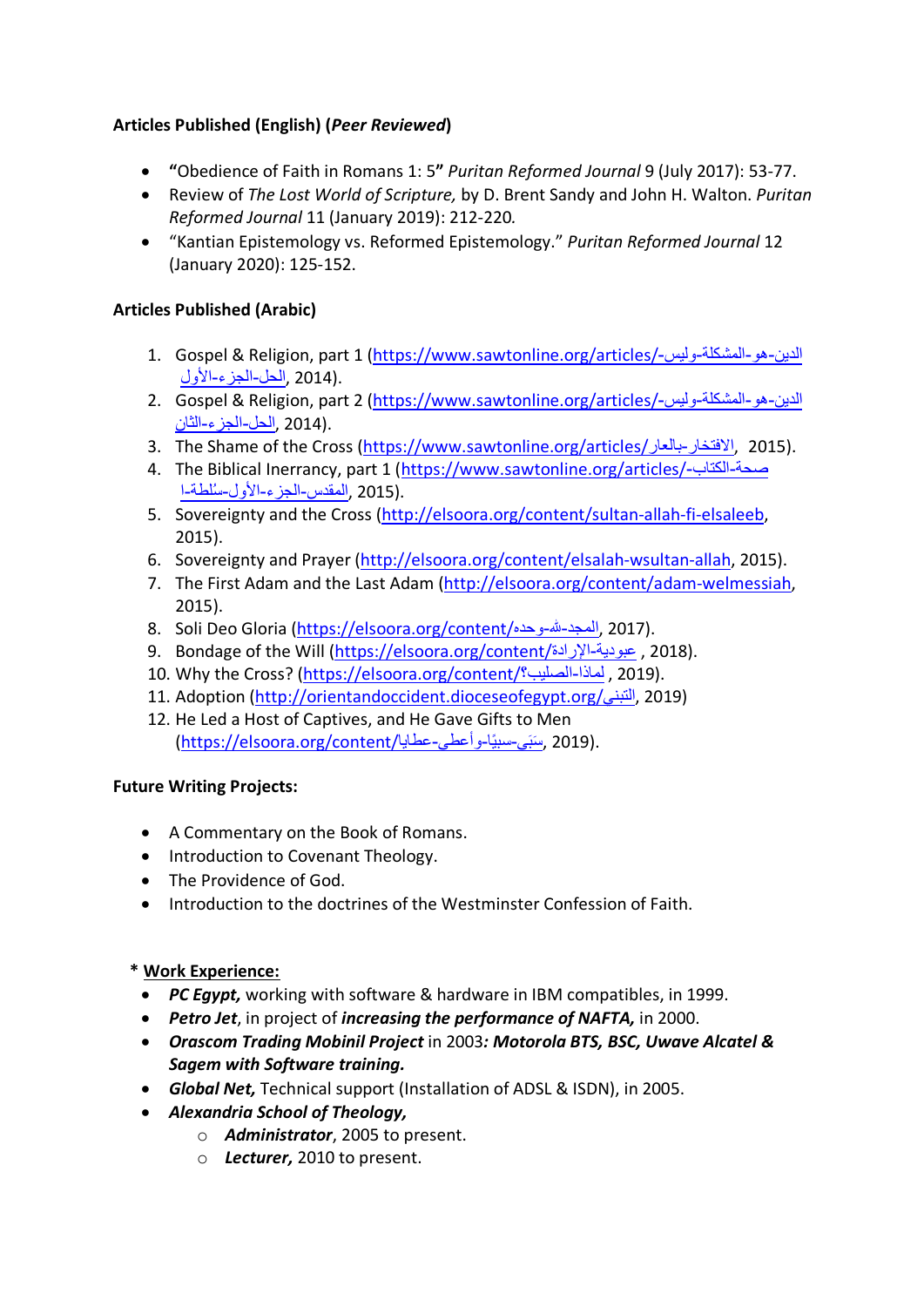**Articles Published (English) (*Peer Reviewed*)**

- **"**Obedience of Faith in Romans 1: 5**"** *Puritan Reformed Journal* 9 (July 2017): 53-77.
- Review of *The Lost World of Scripture,* by D. Brent Sandy and John H. Walton. *Puritan Reformed Journal* 11 (January 2019): 212-220*.*
- "Kantian Epistemology vs. Reformed Epistemology." *Puritan Reformed Journal* 12 (January 2020): 125-152.

**Articles Published (Arabic)**

1. Gospel & Religion, part 1 (https://www.sawtonline.org/articles/الدين-هو-المشكلة-وليس-الحل-الجزء-الأول, 2014).
2. Gospel & Religion, part 2 (https://www.sawtonline.org/articles/الدين-هو-المشكلة-وليس-الحل-الجزء-الثان, 2014).
3. The Shame of the Cross (https://www.sawtonline.org/articles/الافتخار-بالعار, 2015).
4. The Biblical Inerrancy, part 1 (https://www.sawtonline.org/articles/صحة-الكتاب-المقدس-الجزء-الأول-سُلطة-ا, 2015).
5. Sovereignty and the Cross (http://elsoora.org/content/sultan-allah-fi-elsaleeb, 2015).
6. Sovereignty and Prayer (http://elsoora.org/content/elsalah-wsultan-allah, 2015).
7. The First Adam and the Last Adam (http://elsoora.org/content/adam-welmessiah, 2015).
8. Soli Deo Gloria (https://elsoora.org/content/المجد-لله-وحده, 2017).
9. Bondage of the Will (https://elsoora.org/content/عبودية-الإرادة , 2018).
10. Why the Cross? (https://elsoora.org/content/لماذا-الصليب؟ , 2019).
11. Adoption (http://orientandoccident.dioceseofegypt.org/التبنى, 2019)
12. He Led a Host of Captives, and He Gave Gifts to Men (https://elsoora.org/content/سَبَى-سبيًا-وأعطى-عطايا, 2019).

**Future Writing Projects:**

- A Commentary on the Book of Romans.
- Introduction to Covenant Theology.
- The Providence of God.
- Introduction to the doctrines of the Westminster Confession of Faith.

\* **Work Experience:**

- ***PC Egypt,*** working with software & hardware in IBM compatibles, in 1999.
- ***Petro Jet***, in project of ***increasing the performance of NAFTA,*** in 2000.
- ***Orascom Trading Mobinil Project*** in 2003***: Motorola BTS, BSC, Uwave Alcatel & Sagem with Software training.***
- ***Global Net,*** Technical support (Installation of ADSL & ISDN), in 2005.
- ***Alexandria School of Theology,***
    - ***Administrator***, 2005 to present.
    - ***Lecturer,*** 2010 to present.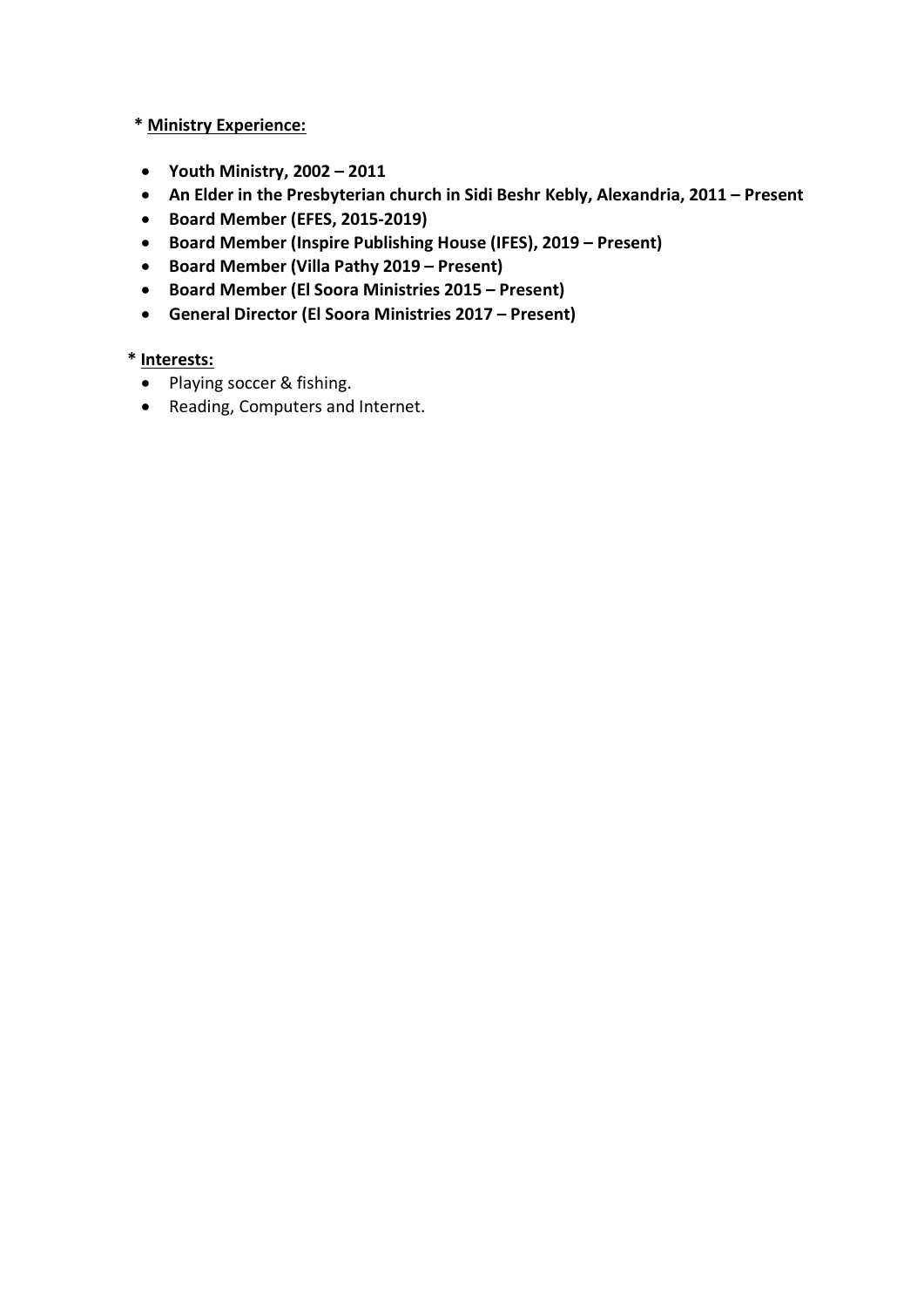**\* Ministry Experience:**

- **Youth Ministry, 2002 – 2011**
- **An Elder in the Presbyterian church in Sidi Beshr Kebly, Alexandria, 2011 – Present**
- **Board Member (EFES, 2015-2019)**
- **Board Member (Inspire Publishing House (IFES), 2019 – Present)**
- **Board Member (Villa Pathy 2019 – Present)**
- **Board Member (El Soora Ministries 2015 – Present)**
- **General Director (El Soora Ministries 2017 – Present)**

**\* Interests:**

- Playing soccer & fishing.
- Reading, Computers and Internet.